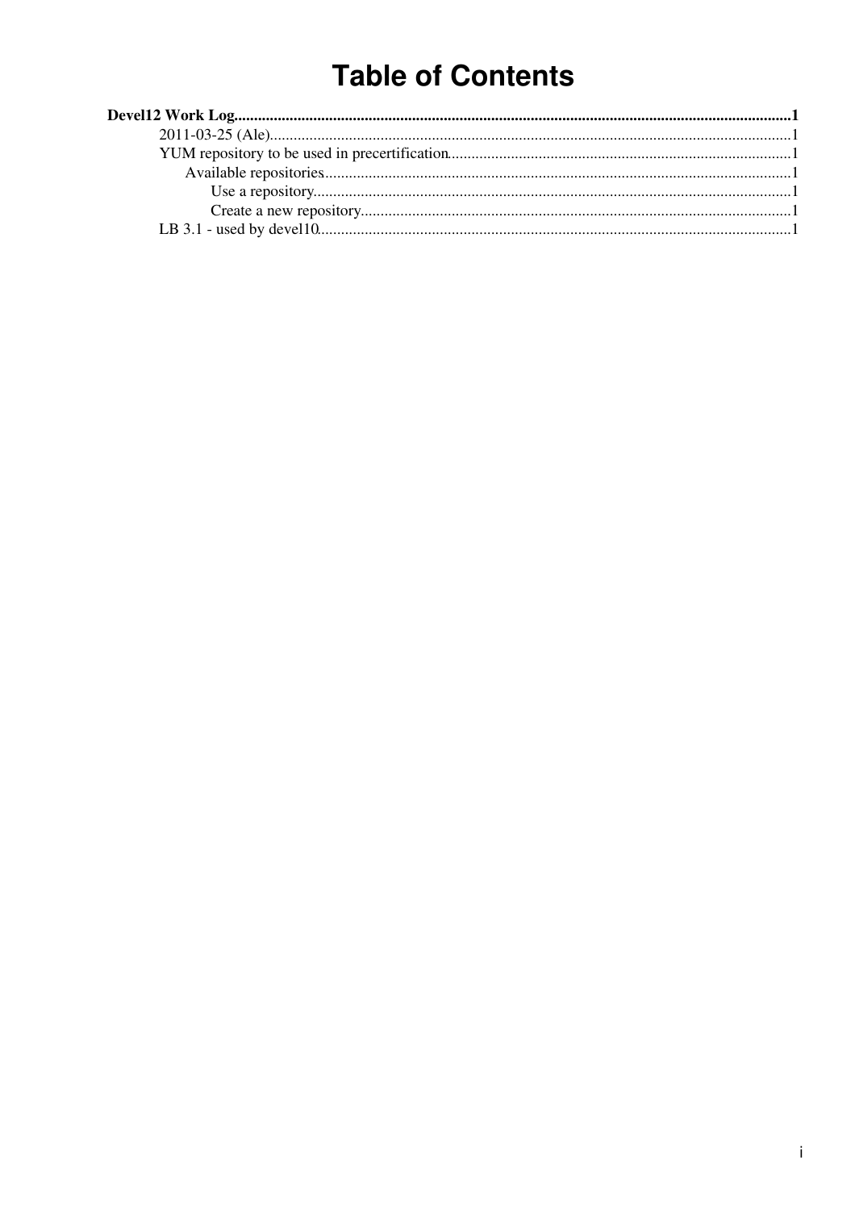# Table of Contents

**Devel12 Work Log**......................................................................................................................................................1

- 2011-03-25 (Ale)....................................................................................................................................1
- YUM repository to be used in precertification........................................................................................1
  - Available repositories.......................................................................................................................1
    - Use a repository..........................................................................................................................1
    - Create a new repository...............................................................................................................1
- LB 3.1 - used by devel10..........................................................................................................................1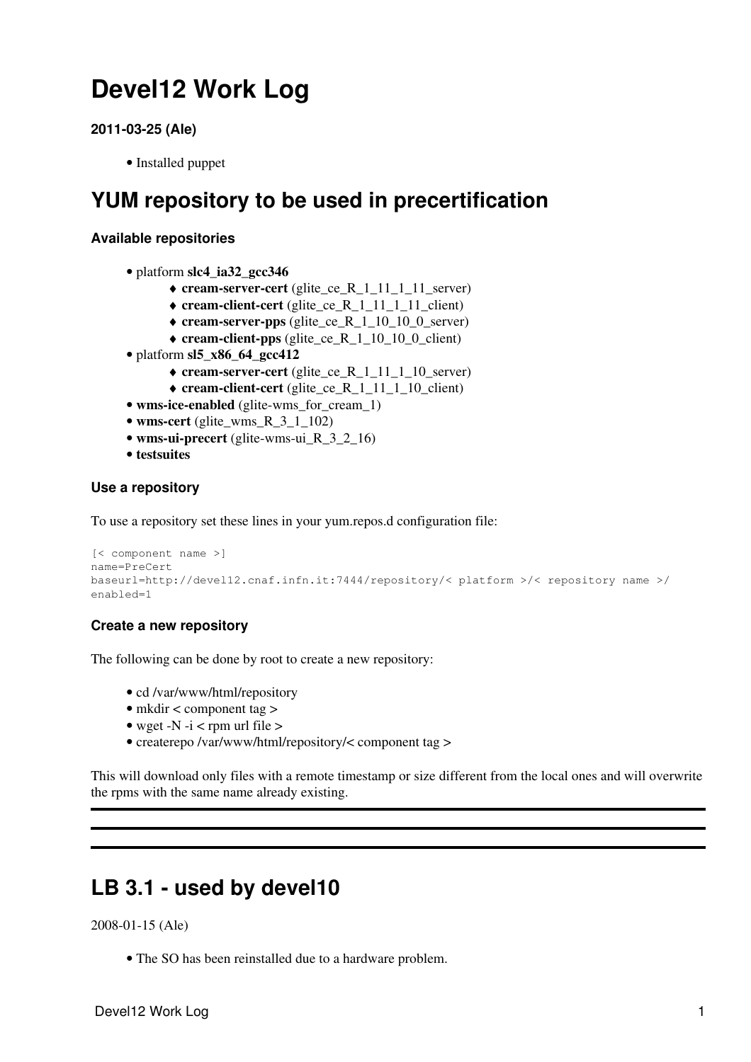# Devel12 Work Log

**2011-03-25 (Ale)**

- Installed puppet

# YUM repository to be used in precertification

### Available repositories

- platform **slc4_ia32_gcc346**
  - **cream-server-cert** (glite_ce_R_1_11_1_11_server)
  - **cream-client-cert** (glite_ce_R_1_11_1_11_client)
  - **cream-server-pps** (glite_ce_R_1_10_10_0_server)
  - **cream-client-pps** (glite_ce_R_1_10_10_0_client)
- platform **sl5_x86_64_gcc412**
  - **cream-server-cert** (glite_ce_R_1_11_1_10_server)
  - **cream-client-cert** (glite_ce_R_1_11_1_10_client)
- **wms-ice-enabled** (glite-wms_for_cream_1)
- **wms-cert** (glite_wms_R_3_1_102)
- **wms-ui-precert** (glite-wms-ui_R_3_2_16)
- **testsuites**

### Use a repository

To use a repository set these lines in your yum.repos.d configuration file:

```
[< component name >]
name=PreCert
baseurl=http://devel12.cnaf.infn.it:7444/repository/< platform >/< repository name >/
enabled=1
```

### Create a new repository

The following can be done by root to create a new repository:

- cd /var/www/html/repository
- mkdir < component tag >
- wget -N -i < rpm url file >
- createrepo /var/www/html/repository/< component tag >

This will download only files with a remote timestamp or size different from the local ones and will overwrite the rpms with the same name already existing.

---

---

---

# LB 3.1 - used by devel10

2008-01-15 (Ale)

- The SO has been reinstalled due to a hardware problem.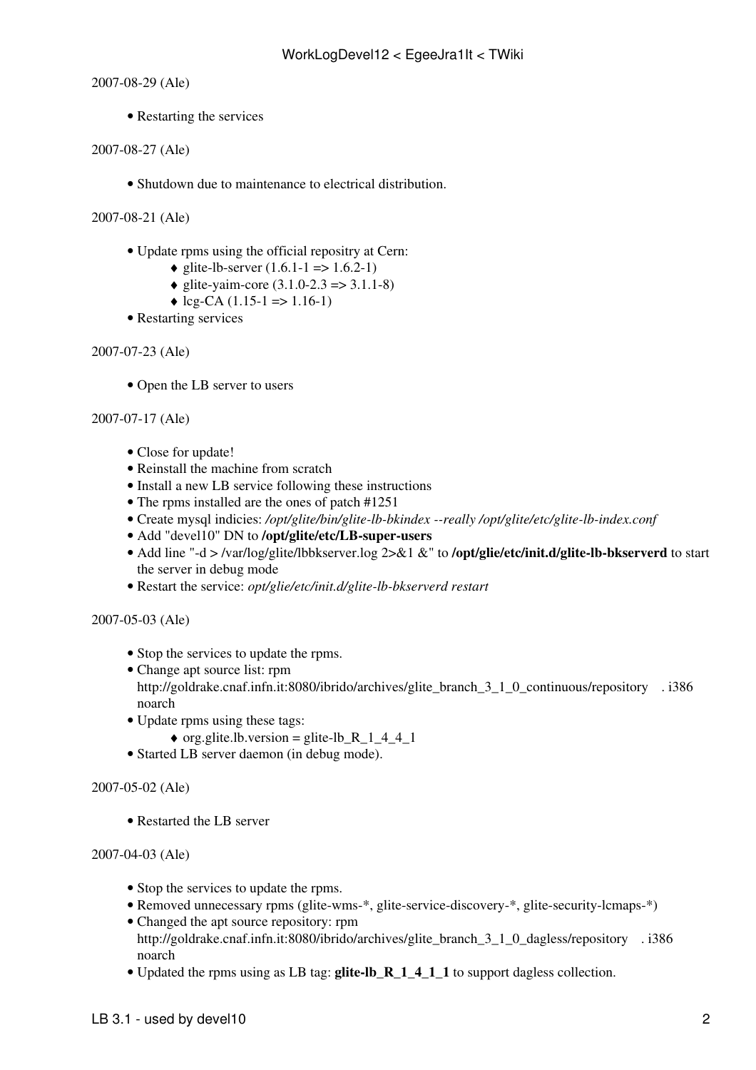2007-08-29 (Ale)

- Restarting the services

2007-08-27 (Ale)

- Shutdown due to maintenance to electrical distribution.

2007-08-21 (Ale)

- Update rpms using the official repositry at Cern:
  - glite-lb-server (1.6.1-1 => 1.6.2-1)
  - glite-yaim-core (3.1.0-2.3 => 3.1.1-8)
  - lcg-CA (1.15-1 => 1.16-1)
- Restarting services

2007-07-23 (Ale)

- Open the LB server to users

2007-07-17 (Ale)

- Close for update!
- Reinstall the machine from scratch
- Install a new LB service following these instructions
- The rpms installed are the ones of patch #1251
- Create mysql indicies: */opt/glite/bin/glite-lb-bkindex --really /opt/glite/etc/glite-lb-index.conf*
- Add "devel10" DN to **/opt/glite/etc/LB-super-users**
- Add line "-d > /var/log/glite/lbbkserver.log 2>&1 &" to **/opt/glie/etc/init.d/glite-lb-bkserverd** to start the server in debug mode
- Restart the service: *opt/glie/etc/init.d/glite-lb-bkserverd restart*

2007-05-03 (Ale)

- Stop the services to update the rpms.
- Change apt source list: rpm http://goldrake.cnaf.infn.it:8080/ibrido/archives/glite_branch_3_1_0_continuous/repository . i386 noarch
- Update rpms using these tags:
  - org.glite.lb.version = glite-lb_R_1_4_4_1
- Started LB server daemon (in debug mode).

2007-05-02 (Ale)

- Restarted the LB server

2007-04-03 (Ale)

- Stop the services to update the rpms.
- Removed unnecessary rpms (glite-wms-*, glite-service-discovery-*, glite-security-lcmaps-*)
- Changed the apt source repository: rpm http://goldrake.cnaf.infn.it:8080/ibrido/archives/glite_branch_3_1_0_dagless/repository . i386 noarch
- Updated the rpms using as LB tag: **glite-lb_R_1_4_1_1** to support dagless collection.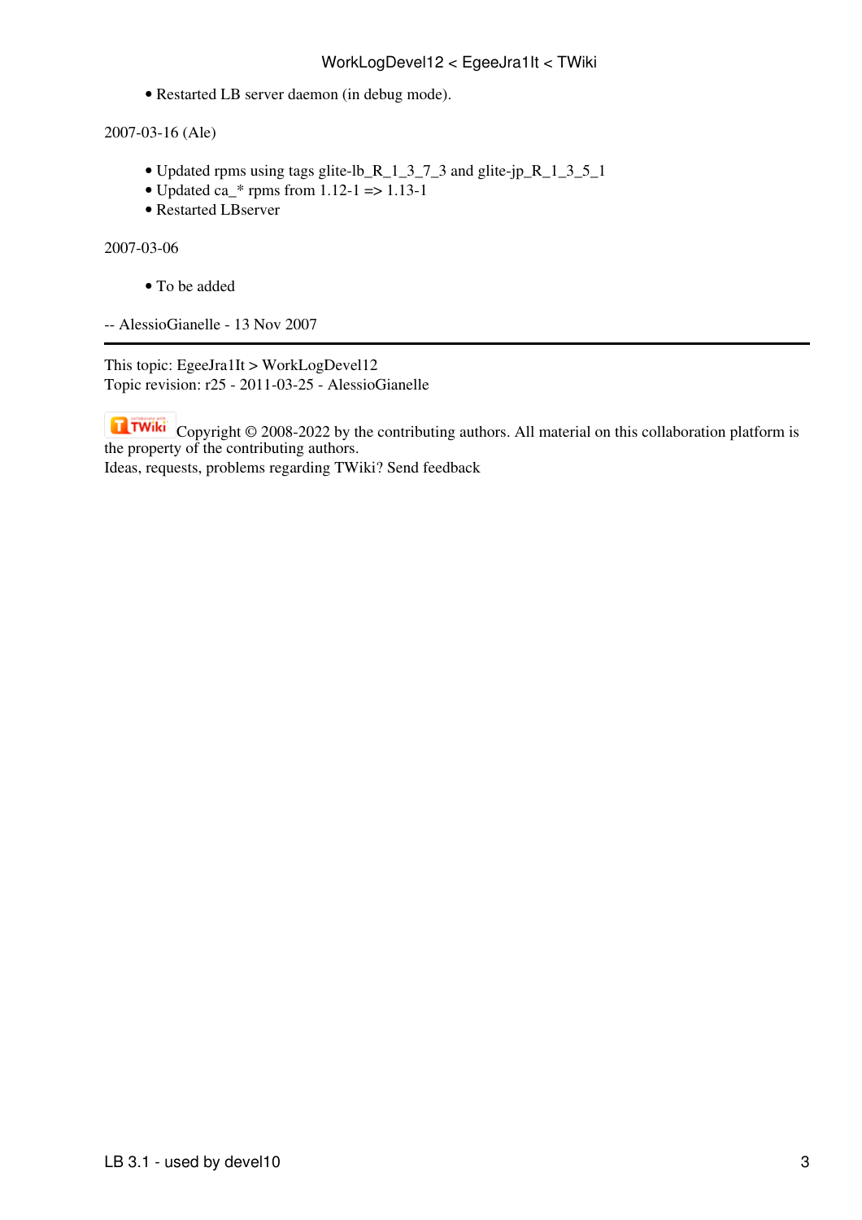- Restarted LB server daemon (in debug mode).

2007-03-16 (Ale)

- Updated rpms using tags glite-lb_R_1_3_7_3 and glite-jp_R_1_3_5_1
- Updated ca_* rpms from 1.12-1 => 1.13-1
- Restarted LBserver

2007-03-06

- To be added

-- AlessioGianelle - 13 Nov 2007

---

This topic: EgeeJra1It > WorkLogDevel12
Topic revision: r25 - 2011-03-25 - AlessioGianelle

Copyright © 2008-2022 by the contributing authors. All material on this collaboration platform is the property of the contributing authors.
Ideas, requests, problems regarding TWiki? Send feedback